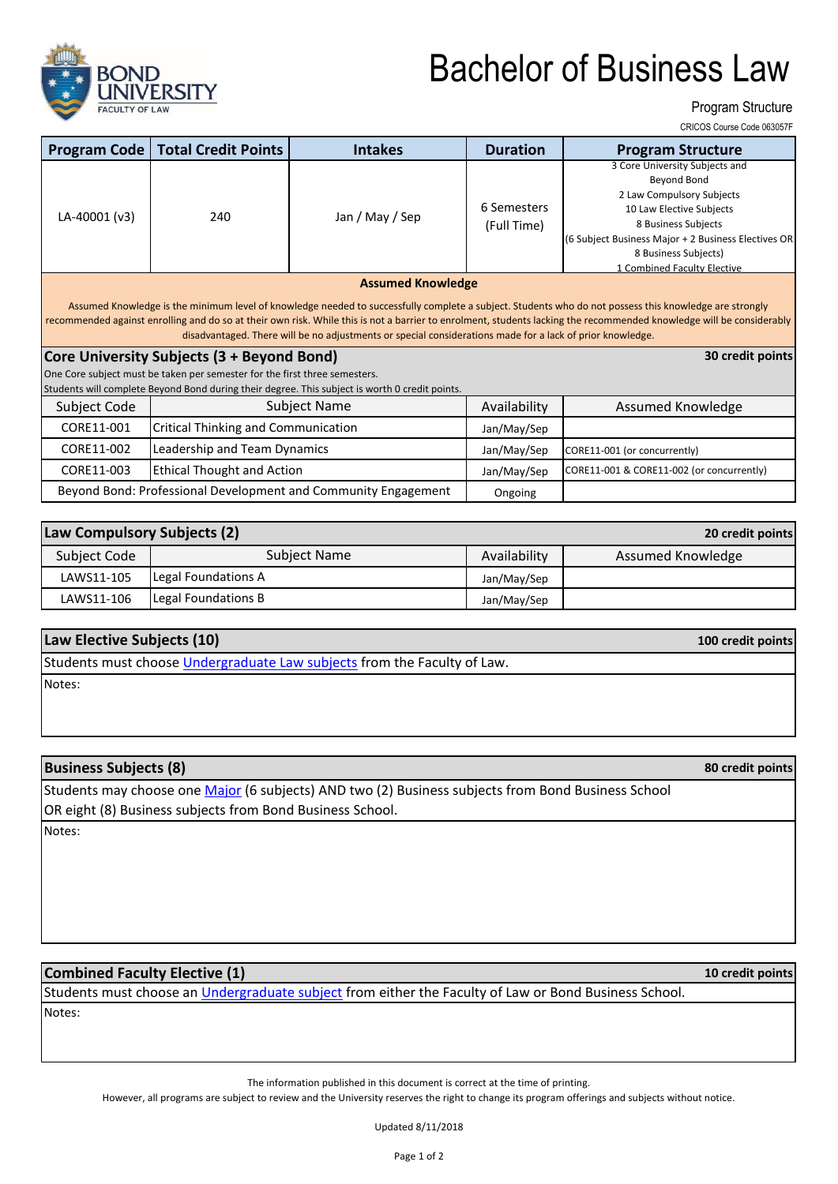BOND UNIVERSITY
FACULTY OF LAW

# Bachelor of Business Law

Program Structure

CRICOS Course Code 063057F

| Program Code | Total Credit Points | Intakes | Duration | Program Structure |
|---|---|---|---|---|
| LA-40001 (v3) | 240 | Jan / May / Sep | 6 Semesters (Full Time) | 3 Core University Subjects and Beyond Bond<br>2 Law Compulsory Subjects<br>10 Law Elective Subjects<br>8 Business Subjects<br>(6 Subject Business Major + 2 Business Electives OR 8 Business Subjects)<br>1 Combined Faculty Elective |

**Assumed Knowledge**

Assumed Knowledge is the minimum level of knowledge needed to successfully complete a subject. Students who do not possess this knowledge are strongly recommended against enrolling and do so at their own risk. While this is not a barrier to enrolment, students lacking the recommended knowledge will be considerably disadvantaged. There will be no adjustments or special considerations made for a lack of prior knowledge.

## Core University Subjects (3 + Beyond Bond) — 30 credit points

One Core subject must be taken per semester for the first three semesters.
Students will complete Beyond Bond during their degree. This subject is worth 0 credit points.

| Subject Code | Subject Name | Availability | Assumed Knowledge |
|---|---|---|---|
| CORE11-001 | Critical Thinking and Communication | Jan/May/Sep | |
| CORE11-002 | Leadership and Team Dynamics | Jan/May/Sep | CORE11-001 (or concurrently) |
| CORE11-003 | Ethical Thought and Action | Jan/May/Sep | CORE11-001 & CORE11-002 (or concurrently) |
| Beyond Bond: Professional Development and Community Engagement | | Ongoing | |

## Law Compulsory Subjects (2) — 20 credit points

| Subject Code | Subject Name | Availability | Assumed Knowledge |
|---|---|---|---|
| LAWS11-105 | Legal Foundations A | Jan/May/Sep | |
| LAWS11-106 | Legal Foundations B | Jan/May/Sep | |

## Law Elective Subjects (10) — 100 credit points

Students must choose Undergraduate Law subjects from the Faculty of Law.

Notes:

## Business Subjects (8) — 80 credit points

Students may choose one Major (6 subjects) AND two (2) Business subjects from Bond Business School OR eight (8) Business subjects from Bond Business School.

Notes:

## Combined Faculty Elective (1) — 10 credit points

Students must choose an Undergraduate subject from either the Faculty of Law or Bond Business School.

Notes:

The information published in this document is correct at the time of printing.
However, all programs are subject to review and the University reserves the right to change its program offerings and subjects without notice.

Updated 8/11/2018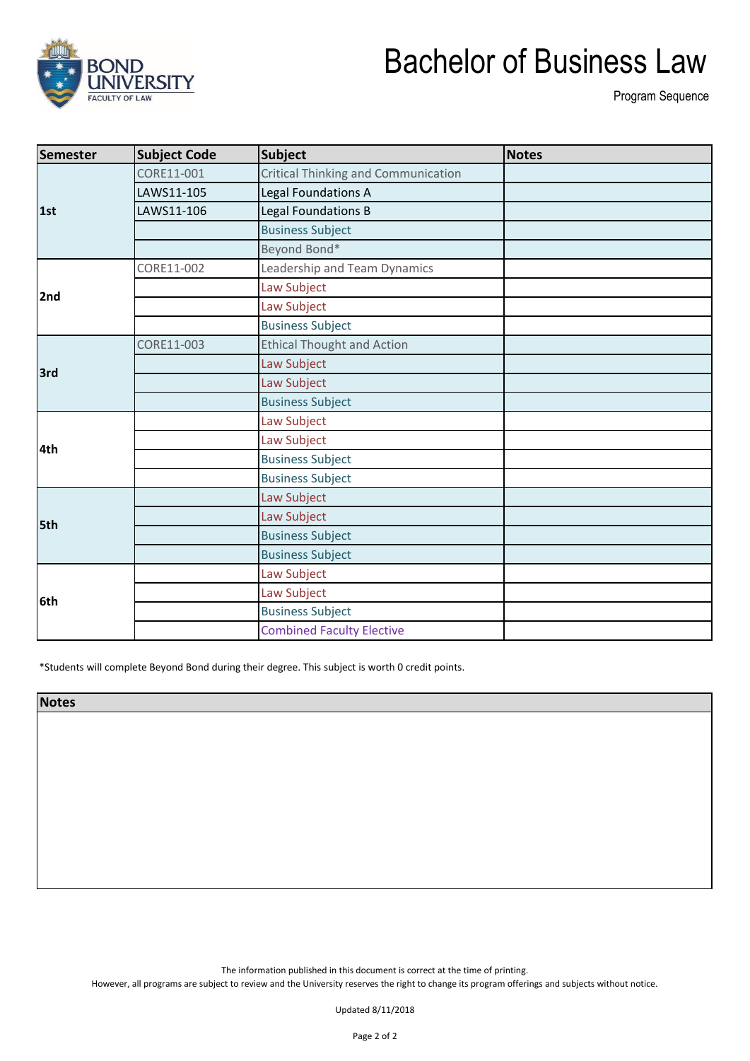# Bachelor of Business Law

Program Sequence

| Semester | Subject Code | Subject | Notes |
|---|---|---|---|
| 1st | CORE11-001 | Critical Thinking and Communication | |
| | LAWS11-105 | Legal Foundations A | |
| | LAWS11-106 | Legal Foundations B | |
| | | Business Subject | |
| | | Beyond Bond* | |
| 2nd | CORE11-002 | Leadership and Team Dynamics | |
| | | Law Subject | |
| | | Law Subject | |
| | | Business Subject | |
| 3rd | CORE11-003 | Ethical Thought and Action | |
| | | Law Subject | |
| | | Law Subject | |
| | | Business Subject | |
| 4th | | Law Subject | |
| | | Law Subject | |
| | | Business Subject | |
| | | Business Subject | |
| 5th | | Law Subject | |
| | | Law Subject | |
| | | Business Subject | |
| | | Business Subject | |
| 6th | | Law Subject | |
| | | Law Subject | |
| | | Business Subject | |
| | | Combined Faculty Elective | |

*Students will complete Beyond Bond during their degree. This subject is worth 0 credit points.

| Notes |
|---|
| |

The information published in this document is correct at the time of printing.
However, all programs are subject to review and the University reserves the right to change its program offerings and subjects without notice.

Updated 8/11/2018